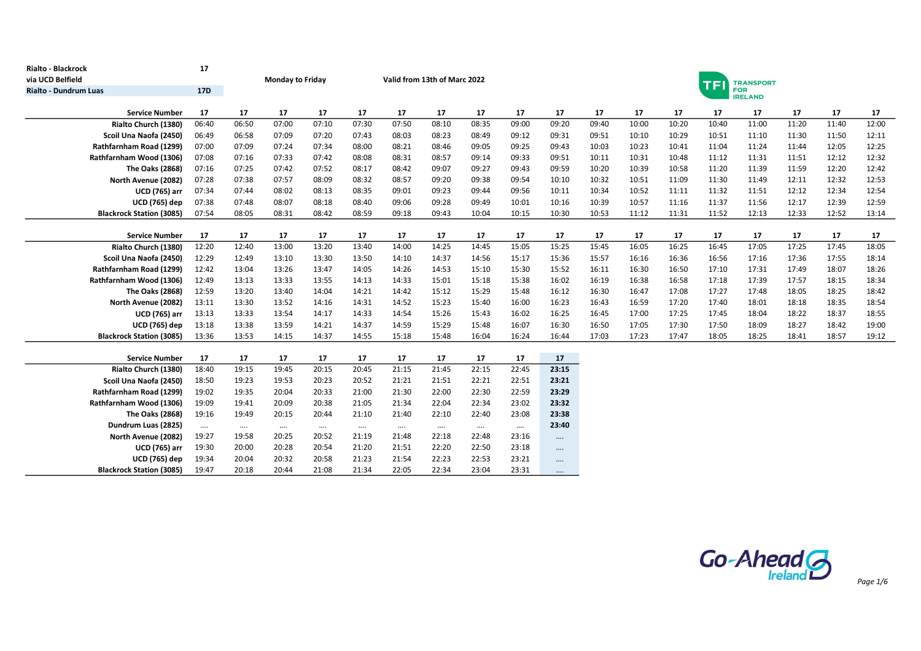**Rialto - Blackrock** 17
**via UCD Belfield**
**Rialto - Dundrum Luas** 17D

**Monday to Friday**

**Valid from 13th of Marc 2022**

TFI TRANSPORT FOR IRELAND

| Service Number | 17 | 17 | 17 | 17 | 17 | 17 | 17 | 17 | 17 | 17 | 17 | 17 | 17 | 17 | 17 | 17 | 17 | 17 |
|---|---|---|---|---|---|---|---|---|---|---|---|---|---|---|---|---|---|---|
| Rialto Church (1380) | 06:40 | 06:50 | 07:00 | 07:10 | 07:30 | 07:50 | 08:10 | 08:35 | 09:00 | 09:20 | 09:40 | 10:00 | 10:20 | 10:40 | 11:00 | 11:20 | 11:40 | 12:00 |
| Scoil Una Naofa (2450) | 06:49 | 06:58 | 07:09 | 07:20 | 07:43 | 08:03 | 08:23 | 08:49 | 09:12 | 09:31 | 09:51 | 10:10 | 10:29 | 10:51 | 11:10 | 11:30 | 11:50 | 12:11 |
| Rathfarnham Road (1299) | 07:00 | 07:09 | 07:24 | 07:34 | 08:00 | 08:21 | 08:46 | 09:05 | 09:25 | 09:43 | 10:03 | 10:23 | 10:41 | 11:04 | 11:24 | 11:44 | 12:05 | 12:25 |
| Rathfarnham Wood (1306) | 07:08 | 07:16 | 07:33 | 07:42 | 08:08 | 08:31 | 08:57 | 09:14 | 09:33 | 09:51 | 10:11 | 10:31 | 10:48 | 11:12 | 11:31 | 11:51 | 12:12 | 12:32 |
| The Oaks (2868) | 07:16 | 07:25 | 07:42 | 07:52 | 08:17 | 08:42 | 09:07 | 09:27 | 09:43 | 09:59 | 10:20 | 10:39 | 10:58 | 11:20 | 11:39 | 11:59 | 12:20 | 12:42 |
| North Avenue (2082) | 07:28 | 07:38 | 07:57 | 08:09 | 08:32 | 08:57 | 09:20 | 09:38 | 09:54 | 10:10 | 10:32 | 10:51 | 11:09 | 11:30 | 11:49 | 12:11 | 12:32 | 12:53 |
| UCD (765) arr | 07:34 | 07:44 | 08:02 | 08:13 | 08:35 | 09:01 | 09:23 | 09:44 | 09:56 | 10:11 | 10:34 | 10:52 | 11:11 | 11:32 | 11:51 | 12:12 | 12:34 | 12:54 |
| UCD (765) dep | 07:38 | 07:48 | 08:07 | 08:18 | 08:40 | 09:06 | 09:28 | 09:49 | 10:01 | 10:16 | 10:39 | 10:57 | 11:16 | 11:37 | 11:56 | 12:17 | 12:39 | 12:59 |
| Blackrock Station (3085) | 07:54 | 08:05 | 08:31 | 08:42 | 08:59 | 09:18 | 09:43 | 10:04 | 10:15 | 10:30 | 10:53 | 11:12 | 11:31 | 11:52 | 12:13 | 12:33 | 12:52 | 13:14 |

| Service Number | 17 | 17 | 17 | 17 | 17 | 17 | 17 | 17 | 17 | 17 | 17 | 17 | 17 | 17 | 17 | 17 | 17 | 17 |
|---|---|---|---|---|---|---|---|---|---|---|---|---|---|---|---|---|---|---|
| Rialto Church (1380) | 12:20 | 12:40 | 13:00 | 13:20 | 13:40 | 14:00 | 14:25 | 14:45 | 15:05 | 15:25 | 15:45 | 16:05 | 16:25 | 16:45 | 17:05 | 17:25 | 17:45 | 18:05 |
| Scoil Una Naofa (2450) | 12:29 | 12:49 | 13:10 | 13:30 | 13:50 | 14:10 | 14:37 | 14:56 | 15:17 | 15:36 | 15:57 | 16:16 | 16:36 | 16:56 | 17:16 | 17:36 | 17:55 | 18:14 |
| Rathfarnham Road (1299) | 12:42 | 13:04 | 13:26 | 13:47 | 14:05 | 14:26 | 14:53 | 15:10 | 15:30 | 15:52 | 16:11 | 16:30 | 16:50 | 17:10 | 17:31 | 17:49 | 18:07 | 18:26 |
| Rathfarnham Wood (1306) | 12:49 | 13:13 | 13:33 | 13:55 | 14:13 | 14:33 | 15:01 | 15:18 | 15:38 | 16:02 | 16:19 | 16:38 | 16:58 | 17:18 | 17:39 | 17:57 | 18:15 | 18:34 |
| The Oaks (2868) | 12:59 | 13:20 | 13:40 | 14:04 | 14:21 | 14:42 | 15:12 | 15:29 | 15:48 | 16:12 | 16:30 | 16:47 | 17:08 | 17:27 | 17:48 | 18:05 | 18:25 | 18:42 |
| North Avenue (2082) | 13:11 | 13:30 | 13:52 | 14:16 | 14:31 | 14:52 | 15:23 | 15:40 | 16:00 | 16:23 | 16:43 | 16:59 | 17:20 | 17:40 | 18:01 | 18:18 | 18:35 | 18:54 |
| UCD (765) arr | 13:13 | 13:33 | 13:54 | 14:17 | 14:33 | 14:54 | 15:26 | 15:43 | 16:02 | 16:25 | 16:45 | 17:00 | 17:25 | 17:45 | 18:04 | 18:22 | 18:37 | 18:55 |
| UCD (765) dep | 13:18 | 13:38 | 13:59 | 14:21 | 14:37 | 14:59 | 15:29 | 15:48 | 16:07 | 16:30 | 16:50 | 17:05 | 17:30 | 17:50 | 18:09 | 18:27 | 18:42 | 19:00 |
| Blackrock Station (3085) | 13:36 | 13:53 | 14:15 | 14:37 | 14:55 | 15:18 | 15:48 | 16:04 | 16:24 | 16:44 | 17:03 | 17:23 | 17:47 | 18:05 | 18:25 | 18:41 | 18:57 | 19:12 |

| Service Number | 17 | 17 | 17 | 17 | 17 | 17 | 17 | 17 | 17 | 17 |
|---|---|---|---|---|---|---|---|---|---|---|
| Rialto Church (1380) | 18:40 | 19:15 | 19:45 | 20:15 | 20:45 | 21:15 | 21:45 | 22:15 | 22:45 | **23:15** |
| Scoil Una Naofa (2450) | 18:50 | 19:23 | 19:53 | 20:23 | 20:52 | 21:21 | 21:51 | 22:21 | 22:51 | **23:21** |
| Rathfarnham Road (1299) | 19:02 | 19:35 | 20:04 | 20:33 | 21:00 | 21:30 | 22:00 | 22:30 | 22:59 | **23:29** |
| Rathfarnham Wood (1306) | 19:09 | 19:41 | 20:09 | 20:38 | 21:05 | 21:34 | 22:04 | 22:34 | 23:02 | **23:32** |
| The Oaks (2868) | 19:16 | 19:49 | 20:15 | 20:44 | 21:10 | 21:40 | 22:10 | 22:40 | 23:08 | **23:38** |
| Dundrum Luas (2825) | .... | .... | .... | .... | .... | .... | .... | .... | .... | **23:40** |
| North Avenue (2082) | 19:27 | 19:58 | 20:25 | 20:52 | 21:19 | 21:48 | 22:18 | 22:48 | 23:16 | .... |
| UCD (765) arr | 19:30 | 20:00 | 20:28 | 20:54 | 21:20 | 21:51 | 22:20 | 22:50 | 23:18 | .... |
| UCD (765) dep | 19:34 | 20:04 | 20:32 | 20:58 | 21:23 | 21:54 | 22:23 | 22:53 | 23:21 | .... |
| Blackrock Station (3085) | 19:47 | 20:18 | 20:44 | 21:08 | 21:34 | 22:05 | 22:34 | 23:04 | 23:31 | .... |

Go-Ahead Ireland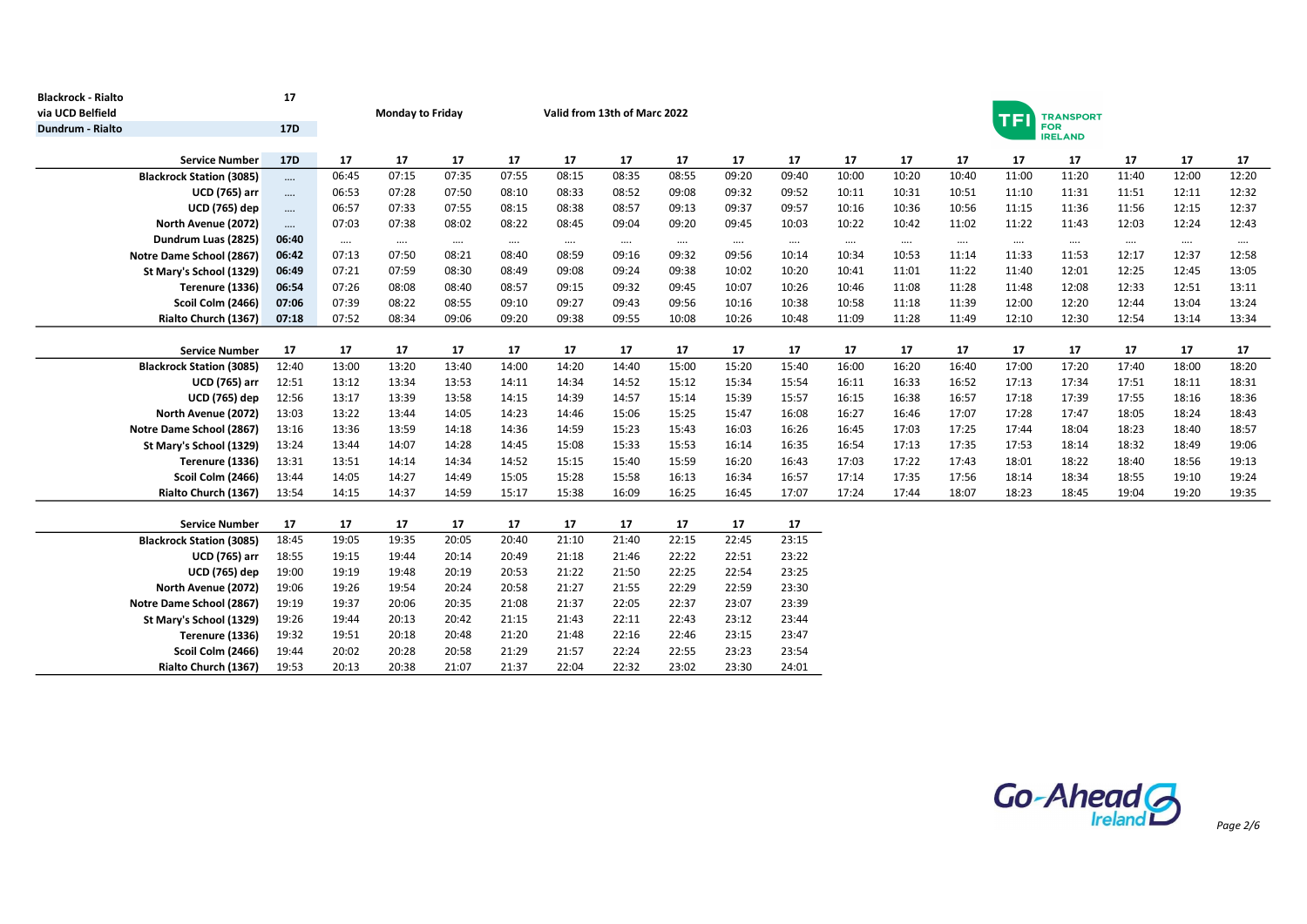Blackrock - Rialto 17
via UCD Belfield
Dundrum - Rialto 17D

Monday to Friday

Valid from 13th of Marc 2022

| Service Number | 17D | 17 | 17 | 17 | 17 | 17 | 17 | 17 | 17 | 17 | 17 | 17 | 17 | 17 | 17 | 17 | 17 | 17 |
|---|---|---|---|---|---|---|---|---|---|---|---|---|---|---|---|---|---|---|
| Blackrock Station (3085) | .... | 06:45 | 07:15 | 07:35 | 07:55 | 08:15 | 08:35 | 08:55 | 09:20 | 09:40 | 10:00 | 10:20 | 10:40 | 11:00 | 11:20 | 11:40 | 12:00 | 12:20 |
| UCD (765) arr | .... | 06:53 | 07:28 | 07:50 | 08:10 | 08:33 | 08:52 | 09:08 | 09:32 | 09:52 | 10:11 | 10:31 | 10:51 | 11:10 | 11:31 | 11:51 | 12:11 | 12:32 |
| UCD (765) dep | .... | 06:57 | 07:33 | 07:55 | 08:15 | 08:38 | 08:57 | 09:13 | 09:37 | 09:57 | 10:16 | 10:36 | 10:56 | 11:15 | 11:36 | 11:56 | 12:15 | 12:37 |
| North Avenue (2072) | .... | 07:03 | 07:38 | 08:02 | 08:22 | 08:45 | 09:04 | 09:20 | 09:45 | 10:03 | 10:22 | 10:42 | 11:02 | 11:22 | 11:43 | 12:03 | 12:24 | 12:43 |
| Dundrum Luas (2825) | 06:40 | .... | .... | .... | .... | .... | .... | .... | .... | .... | .... | .... | .... | .... | .... | .... | .... | .... |
| Notre Dame School (2867) | 06:42 | 07:13 | 07:50 | 08:21 | 08:40 | 08:59 | 09:16 | 09:32 | 09:56 | 10:14 | 10:34 | 10:53 | 11:14 | 11:33 | 11:53 | 12:17 | 12:37 | 12:58 |
| St Mary's School (1329) | 06:49 | 07:21 | 07:59 | 08:30 | 08:49 | 09:08 | 09:24 | 09:38 | 10:02 | 10:20 | 10:41 | 11:01 | 11:22 | 11:40 | 12:01 | 12:25 | 12:45 | 13:05 |
| Terenure (1336) | 06:54 | 07:26 | 08:08 | 08:40 | 08:57 | 09:15 | 09:32 | 09:45 | 10:07 | 10:26 | 10:46 | 11:08 | 11:28 | 11:48 | 12:08 | 12:33 | 12:51 | 13:11 |
| Scoil Colm (2466) | 07:06 | 07:39 | 08:22 | 08:55 | 09:10 | 09:27 | 09:43 | 09:56 | 10:16 | 10:38 | 10:58 | 11:18 | 11:39 | 12:00 | 12:20 | 12:44 | 13:04 | 13:24 |
| Rialto Church (1367) | 07:18 | 07:52 | 08:34 | 09:06 | 09:20 | 09:38 | 09:55 | 10:08 | 10:26 | 10:48 | 11:09 | 11:28 | 11:49 | 12:10 | 12:30 | 12:54 | 13:14 | 13:34 |

| Service Number | 17 | 17 | 17 | 17 | 17 | 17 | 17 | 17 | 17 | 17 | 17 | 17 | 17 | 17 | 17 | 17 | 17 | 17 |
|---|---|---|---|---|---|---|---|---|---|---|---|---|---|---|---|---|---|---|
| Blackrock Station (3085) | 12:40 | 13:00 | 13:20 | 13:40 | 14:00 | 14:20 | 14:40 | 15:00 | 15:20 | 15:40 | 16:00 | 16:20 | 16:40 | 17:00 | 17:20 | 17:40 | 18:00 | 18:20 |
| UCD (765) arr | 12:51 | 13:12 | 13:34 | 13:53 | 14:11 | 14:34 | 14:52 | 15:12 | 15:34 | 15:54 | 16:11 | 16:33 | 16:52 | 17:13 | 17:34 | 17:51 | 18:11 | 18:31 |
| UCD (765) dep | 12:56 | 13:17 | 13:39 | 13:58 | 14:15 | 14:39 | 14:57 | 15:14 | 15:39 | 15:57 | 16:15 | 16:38 | 16:57 | 17:18 | 17:39 | 17:55 | 18:16 | 18:36 |
| North Avenue (2072) | 13:03 | 13:22 | 13:44 | 14:05 | 14:23 | 14:46 | 15:06 | 15:25 | 15:47 | 16:08 | 16:27 | 16:46 | 17:07 | 17:28 | 17:47 | 18:05 | 18:24 | 18:43 |
| Notre Dame School (2867) | 13:16 | 13:36 | 13:59 | 14:18 | 14:36 | 14:59 | 15:23 | 15:43 | 16:03 | 16:26 | 16:45 | 17:03 | 17:25 | 17:44 | 18:04 | 18:23 | 18:40 | 18:57 |
| St Mary's School (1329) | 13:24 | 13:44 | 14:07 | 14:28 | 14:45 | 15:08 | 15:33 | 15:53 | 16:14 | 16:35 | 16:54 | 17:13 | 17:35 | 17:53 | 18:14 | 18:32 | 18:49 | 19:06 |
| Terenure (1336) | 13:31 | 13:51 | 14:14 | 14:34 | 14:52 | 15:15 | 15:40 | 15:59 | 16:20 | 16:43 | 17:03 | 17:22 | 17:43 | 18:01 | 18:22 | 18:40 | 18:56 | 19:13 |
| Scoil Colm (2466) | 13:44 | 14:05 | 14:27 | 14:49 | 15:05 | 15:28 | 15:58 | 16:13 | 16:34 | 16:57 | 17:14 | 17:35 | 17:56 | 18:14 | 18:34 | 18:55 | 19:10 | 19:24 |
| Rialto Church (1367) | 13:54 | 14:15 | 14:37 | 14:59 | 15:17 | 15:38 | 16:09 | 16:25 | 16:45 | 17:07 | 17:24 | 17:44 | 18:07 | 18:23 | 18:45 | 19:04 | 19:20 | 19:35 |

| Service Number | 17 | 17 | 17 | 17 | 17 | 17 | 17 | 17 | 17 | 17 |
|---|---|---|---|---|---|---|---|---|---|---|
| Blackrock Station (3085) | 18:45 | 19:05 | 19:35 | 20:05 | 20:40 | 21:10 | 21:40 | 22:15 | 22:45 | 23:15 |
| UCD (765) arr | 18:55 | 19:15 | 19:44 | 20:14 | 20:49 | 21:18 | 21:46 | 22:22 | 22:51 | 23:22 |
| UCD (765) dep | 19:00 | 19:19 | 19:48 | 20:19 | 20:53 | 21:22 | 21:50 | 22:25 | 22:54 | 23:25 |
| North Avenue (2072) | 19:06 | 19:26 | 19:54 | 20:24 | 20:58 | 21:27 | 21:55 | 22:29 | 22:59 | 23:30 |
| Notre Dame School (2867) | 19:19 | 19:37 | 20:06 | 20:35 | 21:08 | 21:37 | 22:05 | 22:37 | 23:07 | 23:39 |
| St Mary's School (1329) | 19:26 | 19:44 | 20:13 | 20:42 | 21:15 | 21:43 | 22:11 | 22:43 | 23:12 | 23:44 |
| Terenure (1336) | 19:32 | 19:51 | 20:18 | 20:48 | 21:20 | 21:48 | 22:16 | 22:46 | 23:15 | 23:47 |
| Scoil Colm (2466) | 19:44 | 20:02 | 20:28 | 20:58 | 21:29 | 21:57 | 22:24 | 22:55 | 23:23 | 23:54 |
| Rialto Church (1367) | 19:53 | 20:13 | 20:38 | 21:07 | 21:37 | 22:04 | 22:32 | 23:02 | 23:30 | 24:01 |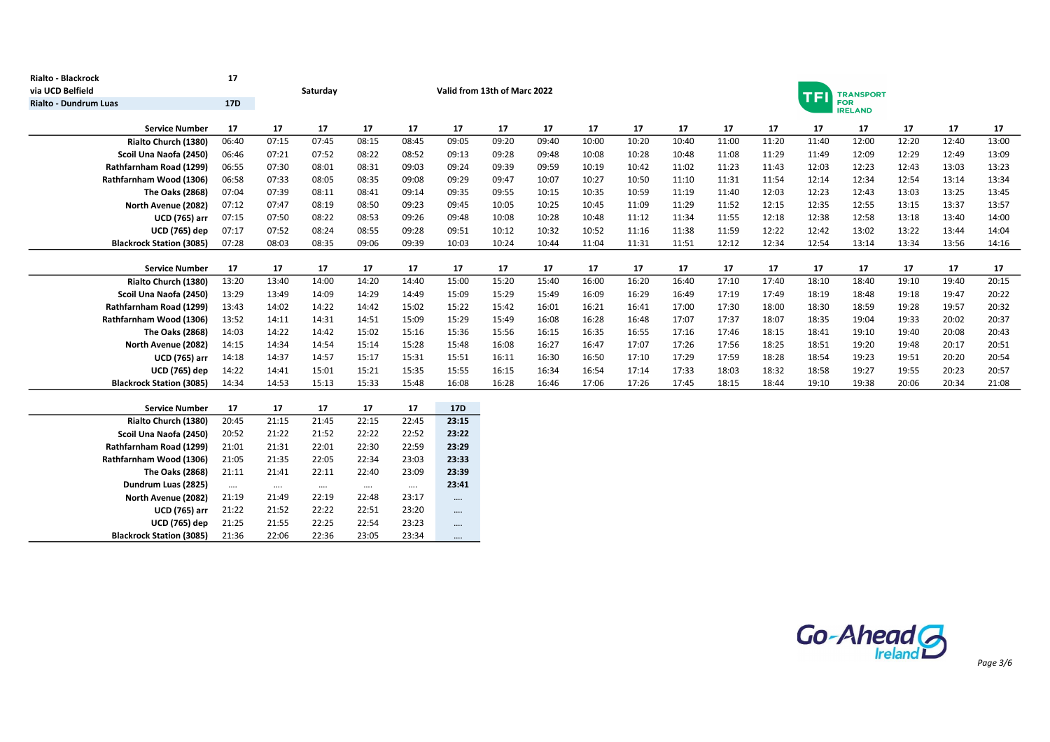**Rialto - Blackrock** **17**
**via UCD Belfield**
**Rialto - Dundrum Luas** **17D**

**Saturday**

**Valid from 13th of Marc 2022**

TFI TRANSPORT FOR IRELAND

| Service Number | 17 | 17 | 17 | 17 | 17 | 17 | 17 | 17 | 17 | 17 | 17 | 17 | 17 | 17 | 17 | 17 | 17 | 17 |
|---|---|---|---|---|---|---|---|---|---|---|---|---|---|---|---|---|---|---|
| Rialto Church (1380) | 06:40 | 07:15 | 07:45 | 08:15 | 08:45 | 09:05 | 09:20 | 09:40 | 10:00 | 10:20 | 10:40 | 11:00 | 11:20 | 11:40 | 12:00 | 12:20 | 12:40 | 13:00 |
| Scoil Una Naofa (2450) | 06:46 | 07:21 | 07:52 | 08:22 | 08:52 | 09:13 | 09:28 | 09:48 | 10:08 | 10:28 | 10:48 | 11:08 | 11:29 | 11:49 | 12:09 | 12:29 | 12:49 | 13:09 |
| Rathfarnham Road (1299) | 06:55 | 07:30 | 08:01 | 08:31 | 09:03 | 09:24 | 09:39 | 09:59 | 10:19 | 10:42 | 11:02 | 11:23 | 11:43 | 12:03 | 12:23 | 12:43 | 13:03 | 13:23 |
| Rathfarnham Wood (1306) | 06:58 | 07:33 | 08:05 | 08:35 | 09:08 | 09:29 | 09:47 | 10:07 | 10:27 | 10:50 | 11:10 | 11:31 | 11:54 | 12:14 | 12:34 | 12:54 | 13:14 | 13:34 |
| The Oaks (2868) | 07:04 | 07:39 | 08:11 | 08:41 | 09:14 | 09:35 | 09:55 | 10:15 | 10:35 | 10:59 | 11:19 | 11:40 | 12:03 | 12:23 | 12:43 | 13:03 | 13:25 | 13:45 |
| North Avenue (2082) | 07:12 | 07:47 | 08:19 | 08:50 | 09:23 | 09:45 | 10:05 | 10:25 | 10:45 | 11:09 | 11:29 | 11:52 | 12:15 | 12:35 | 12:55 | 13:15 | 13:37 | 13:57 |
| UCD (765) arr | 07:15 | 07:50 | 08:22 | 08:53 | 09:26 | 09:48 | 10:08 | 10:28 | 10:48 | 11:12 | 11:34 | 11:55 | 12:18 | 12:38 | 12:58 | 13:18 | 13:40 | 14:00 |
| UCD (765) dep | 07:17 | 07:52 | 08:24 | 08:55 | 09:28 | 09:51 | 10:12 | 10:32 | 10:52 | 11:16 | 11:38 | 11:59 | 12:22 | 12:42 | 13:02 | 13:22 | 13:44 | 14:04 |
| Blackrock Station (3085) | 07:28 | 08:03 | 08:35 | 09:06 | 09:39 | 10:03 | 10:24 | 10:44 | 11:04 | 11:31 | 11:51 | 12:12 | 12:34 | 12:54 | 13:14 | 13:34 | 13:56 | 14:16 |

| Service Number | 17 | 17 | 17 | 17 | 17 | 17 | 17 | 17 | 17 | 17 | 17 | 17 | 17 | 17 | 17 | 17 | 17 | 17 |
|---|---|---|---|---|---|---|---|---|---|---|---|---|---|---|---|---|---|---|
| Rialto Church (1380) | 13:20 | 13:40 | 14:00 | 14:20 | 14:40 | 15:00 | 15:20 | 15:40 | 16:00 | 16:20 | 16:40 | 17:10 | 17:40 | 18:10 | 18:40 | 19:10 | 19:40 | 20:15 |
| Scoil Una Naofa (2450) | 13:29 | 13:49 | 14:09 | 14:29 | 14:49 | 15:09 | 15:29 | 15:49 | 16:09 | 16:29 | 16:49 | 17:19 | 17:49 | 18:19 | 18:48 | 19:18 | 19:47 | 20:22 |
| Rathfarnham Road (1299) | 13:43 | 14:02 | 14:22 | 14:42 | 15:02 | 15:22 | 15:42 | 16:01 | 16:21 | 16:41 | 17:00 | 17:30 | 18:00 | 18:30 | 18:59 | 19:28 | 19:57 | 20:32 |
| Rathfarnham Wood (1306) | 13:52 | 14:11 | 14:31 | 14:51 | 15:09 | 15:29 | 15:49 | 16:08 | 16:28 | 16:48 | 17:07 | 17:37 | 18:07 | 18:35 | 19:04 | 19:33 | 20:02 | 20:37 |
| The Oaks (2868) | 14:03 | 14:22 | 14:42 | 15:02 | 15:16 | 15:36 | 15:56 | 16:15 | 16:35 | 16:55 | 17:16 | 17:46 | 18:15 | 18:41 | 19:10 | 19:40 | 20:08 | 20:43 |
| North Avenue (2082) | 14:15 | 14:34 | 14:54 | 15:14 | 15:28 | 15:48 | 16:08 | 16:27 | 16:47 | 17:07 | 17:26 | 17:56 | 18:25 | 18:51 | 19:20 | 19:48 | 20:17 | 20:51 |
| UCD (765) arr | 14:18 | 14:37 | 14:57 | 15:17 | 15:31 | 15:51 | 16:11 | 16:30 | 16:50 | 17:10 | 17:29 | 17:59 | 18:28 | 18:54 | 19:23 | 19:51 | 20:20 | 20:54 |
| UCD (765) dep | 14:22 | 14:41 | 15:01 | 15:21 | 15:35 | 15:55 | 16:15 | 16:34 | 16:54 | 17:14 | 17:33 | 18:03 | 18:32 | 18:58 | 19:27 | 19:55 | 20:23 | 20:57 |
| Blackrock Station (3085) | 14:34 | 14:53 | 15:13 | 15:33 | 15:48 | 16:08 | 16:28 | 16:46 | 17:06 | 17:26 | 17:45 | 18:15 | 18:44 | 19:10 | 19:38 | 20:06 | 20:34 | 21:08 |

| Service Number | 17 | 17 | 17 | 17 | 17 | 17D |
|---|---|---|---|---|---|---|
| Rialto Church (1380) | 20:45 | 21:15 | 21:45 | 22:15 | 22:45 | 23:15 |
| Scoil Una Naofa (2450) | 20:52 | 21:22 | 21:52 | 22:22 | 22:52 | 23:22 |
| Rathfarnham Road (1299) | 21:01 | 21:31 | 22:01 | 22:30 | 22:59 | 23:29 |
| Rathfarnham Wood (1306) | 21:05 | 21:35 | 22:05 | 22:34 | 23:03 | 23:33 |
| The Oaks (2868) | 21:11 | 21:41 | 22:11 | 22:40 | 23:09 | 23:39 |
| Dundrum Luas (2825) | .... | .... | .... | .... | .... | 23:41 |
| North Avenue (2082) | 21:19 | 21:49 | 22:19 | 22:48 | 23:17 | .... |
| UCD (765) arr | 21:22 | 21:52 | 22:22 | 22:51 | 23:20 | .... |
| UCD (765) dep | 21:25 | 21:55 | 22:25 | 22:54 | 23:23 | .... |
| Blackrock Station (3085) | 21:36 | 22:06 | 22:36 | 23:05 | 23:34 | .... |

Go-Ahead Ireland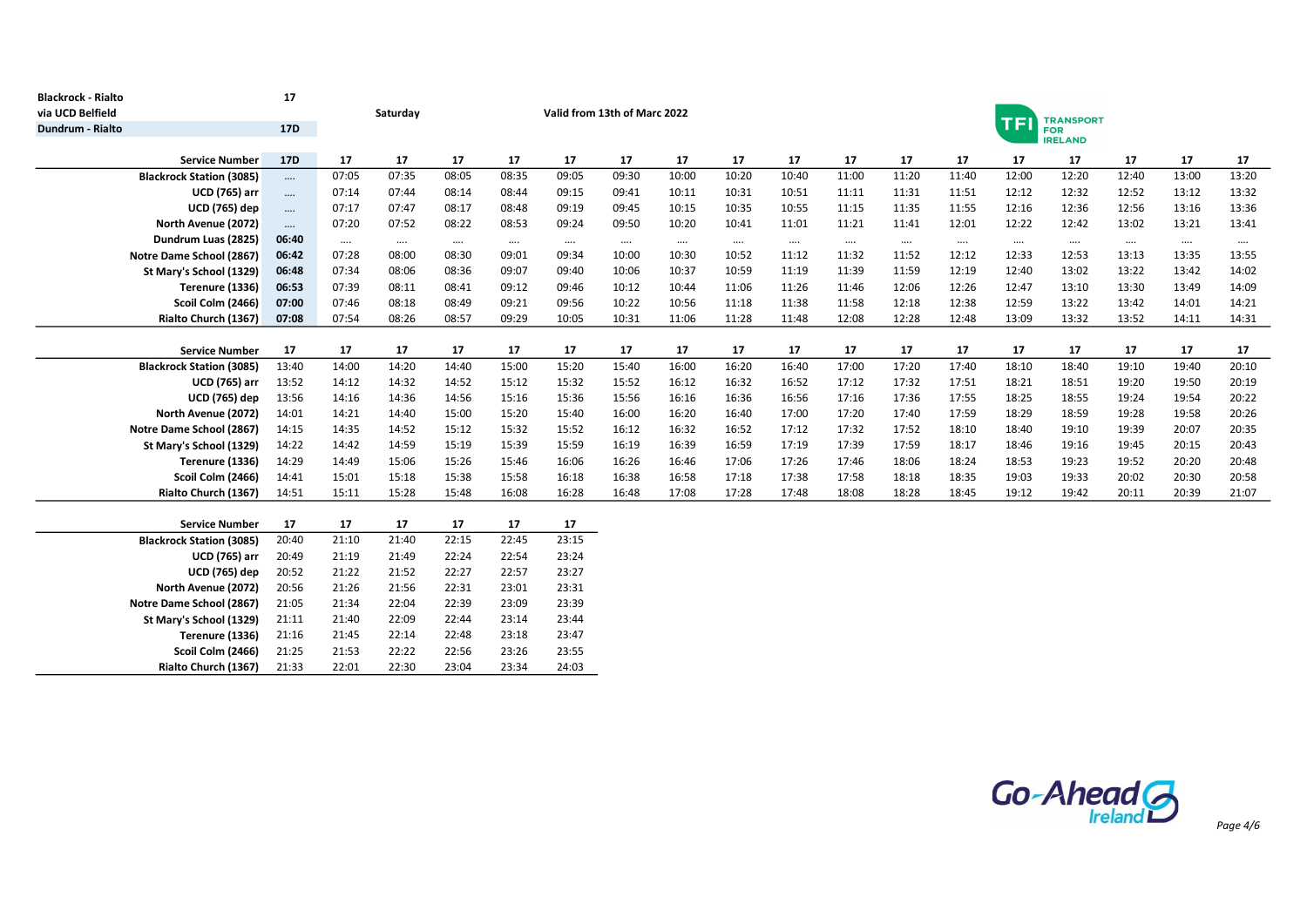| Blackrock - Rialto | 17 |
|---|---|
| via UCD Belfield | |
| Dundrum - Rialto | 17D |

**Saturday**

**Valid from 13th of Marc 2022**

TFI TRANSPORT FOR IRELAND

| Service Number | 17D | 17 | 17 | 17 | 17 | 17 | 17 | 17 | 17 | 17 | 17 | 17 | 17 | 17 | 17 | 17 | 17 | 17 |
|---|---|---|---|---|---|---|---|---|---|---|---|---|---|---|---|---|---|---|
| Blackrock Station (3085) | .... | 07:05 | 07:35 | 08:05 | 08:35 | 09:05 | 09:30 | 10:00 | 10:20 | 10:40 | 11:00 | 11:20 | 11:40 | 12:00 | 12:20 | 12:40 | 13:00 | 13:20 |
| UCD (765) arr | .... | 07:14 | 07:44 | 08:14 | 08:44 | 09:15 | 09:41 | 10:11 | 10:31 | 10:51 | 11:11 | 11:31 | 11:51 | 12:12 | 12:32 | 12:52 | 13:12 | 13:32 |
| UCD (765) dep | .... | 07:17 | 07:47 | 08:17 | 08:48 | 09:19 | 09:45 | 10:15 | 10:35 | 10:55 | 11:15 | 11:35 | 11:55 | 12:16 | 12:36 | 12:56 | 13:16 | 13:36 |
| North Avenue (2072) | .... | 07:20 | 07:52 | 08:22 | 08:53 | 09:24 | 09:50 | 10:20 | 10:41 | 11:01 | 11:21 | 11:41 | 12:01 | 12:22 | 12:42 | 13:02 | 13:21 | 13:41 |
| Dundrum Luas (2825) | 06:40 | .... | .... | .... | .... | .... | .... | .... | .... | .... | .... | .... | .... | .... | .... | .... | .... | .... |
| Notre Dame School (2867) | 06:42 | 07:28 | 08:00 | 08:30 | 09:01 | 09:34 | 10:00 | 10:30 | 10:52 | 11:12 | 11:32 | 11:52 | 12:12 | 12:33 | 12:53 | 13:13 | 13:35 | 13:55 |
| St Mary's School (1329) | 06:48 | 07:34 | 08:06 | 08:36 | 09:07 | 09:40 | 10:06 | 10:37 | 10:59 | 11:19 | 11:39 | 11:59 | 12:19 | 12:40 | 13:02 | 13:22 | 13:42 | 14:02 |
| Terenure (1336) | 06:53 | 07:39 | 08:11 | 08:41 | 09:12 | 09:46 | 10:12 | 10:44 | 11:06 | 11:26 | 11:46 | 12:06 | 12:26 | 12:47 | 13:10 | 13:30 | 13:49 | 14:09 |
| Scoil Colm (2466) | 07:00 | 07:46 | 08:18 | 08:49 | 09:21 | 09:56 | 10:22 | 10:56 | 11:18 | 11:38 | 11:58 | 12:18 | 12:38 | 12:59 | 13:22 | 13:42 | 14:01 | 14:21 |
| Rialto Church (1367) | 07:08 | 07:54 | 08:26 | 08:57 | 09:29 | 10:05 | 10:31 | 11:06 | 11:28 | 11:48 | 12:08 | 12:28 | 12:48 | 13:09 | 13:32 | 13:52 | 14:11 | 14:31 |

| Service Number | 17 | 17 | 17 | 17 | 17 | 17 | 17 | 17 | 17 | 17 | 17 | 17 | 17 | 17 | 17 | 17 | 17 | 17 |
|---|---|---|---|---|---|---|---|---|---|---|---|---|---|---|---|---|---|---|
| Blackrock Station (3085) | 13:40 | 14:00 | 14:20 | 14:40 | 15:00 | 15:20 | 15:40 | 16:00 | 16:20 | 16:40 | 17:00 | 17:20 | 17:40 | 18:10 | 18:40 | 19:10 | 19:40 | 20:10 |
| UCD (765) arr | 13:52 | 14:12 | 14:32 | 14:52 | 15:12 | 15:32 | 15:52 | 16:12 | 16:32 | 16:52 | 17:12 | 17:32 | 17:51 | 18:21 | 18:51 | 19:20 | 19:50 | 20:19 |
| UCD (765) dep | 13:56 | 14:16 | 14:36 | 14:56 | 15:16 | 15:36 | 15:56 | 16:16 | 16:36 | 16:56 | 17:16 | 17:36 | 17:55 | 18:25 | 18:55 | 19:24 | 19:54 | 20:22 |
| North Avenue (2072) | 14:01 | 14:21 | 14:40 | 15:00 | 15:20 | 15:40 | 16:00 | 16:20 | 16:40 | 17:00 | 17:20 | 17:40 | 17:59 | 18:29 | 18:59 | 19:28 | 19:58 | 20:26 |
| Notre Dame School (2867) | 14:15 | 14:35 | 14:52 | 15:12 | 15:32 | 15:52 | 16:12 | 16:32 | 16:52 | 17:12 | 17:32 | 17:52 | 18:10 | 18:40 | 19:10 | 19:39 | 20:07 | 20:35 |
| St Mary's School (1329) | 14:22 | 14:42 | 14:59 | 15:19 | 15:39 | 15:59 | 16:19 | 16:39 | 16:59 | 17:19 | 17:39 | 17:59 | 18:17 | 18:46 | 19:16 | 19:45 | 20:15 | 20:43 |
| Terenure (1336) | 14:29 | 14:49 | 15:06 | 15:26 | 15:46 | 16:06 | 16:26 | 16:46 | 17:06 | 17:26 | 17:46 | 18:06 | 18:24 | 18:53 | 19:23 | 19:52 | 20:20 | 20:48 |
| Scoil Colm (2466) | 14:41 | 15:01 | 15:18 | 15:38 | 15:58 | 16:18 | 16:38 | 16:58 | 17:18 | 17:38 | 17:58 | 18:18 | 18:35 | 19:03 | 19:33 | 20:02 | 20:30 | 20:58 |
| Rialto Church (1367) | 14:51 | 15:11 | 15:28 | 15:48 | 16:08 | 16:28 | 16:48 | 17:08 | 17:28 | 17:48 | 18:08 | 18:28 | 18:45 | 19:12 | 19:42 | 20:11 | 20:39 | 21:07 |

| Service Number | 17 | 17 | 17 | 17 | 17 | 17 |
|---|---|---|---|---|---|---|
| Blackrock Station (3085) | 20:40 | 21:10 | 21:40 | 22:15 | 22:45 | 23:15 |
| UCD (765) arr | 20:49 | 21:19 | 21:49 | 22:24 | 22:54 | 23:24 |
| UCD (765) dep | 20:52 | 21:22 | 21:52 | 22:27 | 22:57 | 23:27 |
| North Avenue (2072) | 20:56 | 21:26 | 21:56 | 22:31 | 23:01 | 23:31 |
| Notre Dame School (2867) | 21:05 | 21:34 | 22:04 | 22:39 | 23:09 | 23:39 |
| St Mary's School (1329) | 21:11 | 21:40 | 22:09 | 22:44 | 23:14 | 23:44 |
| Terenure (1336) | 21:16 | 21:45 | 22:14 | 22:48 | 23:18 | 23:47 |
| Scoil Colm (2466) | 21:25 | 21:53 | 22:22 | 22:56 | 23:26 | 23:55 |
| Rialto Church (1367) | 21:33 | 22:01 | 22:30 | 23:04 | 23:34 | 24:03 |

Go-Ahead Ireland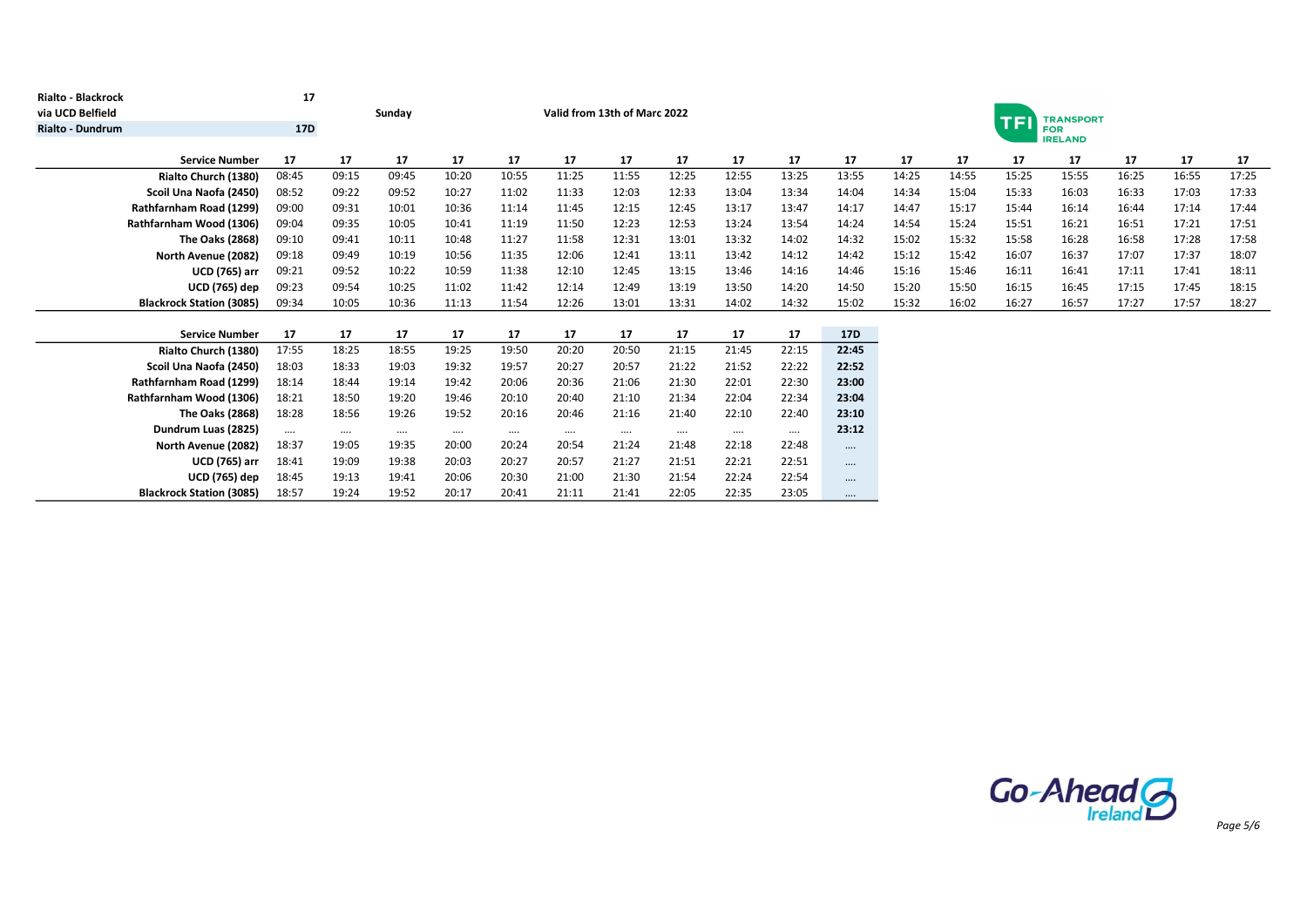**Rialto - Blackrock** 17
**via UCD Belfield**
**Rialto - Dundrum** 17D

**Sunday**

**Valid from 13th of Marc 2022**

| Service Number | 17 | 17 | 17 | 17 | 17 | 17 | 17 | 17 | 17 | 17 | 17 | 17 | 17 | 17 | 17 | 17 | 17 | 17 |
|---|---|---|---|---|---|---|---|---|---|---|---|---|---|---|---|---|---|---|
| Rialto Church (1380) | 08:45 | 09:15 | 09:45 | 10:20 | 10:55 | 11:25 | 11:55 | 12:25 | 12:55 | 13:25 | 13:55 | 14:25 | 14:55 | 15:25 | 15:55 | 16:25 | 16:55 | 17:25 |
| Scoil Una Naofa (2450) | 08:52 | 09:22 | 09:52 | 10:27 | 11:02 | 11:33 | 12:03 | 12:33 | 13:04 | 13:34 | 14:04 | 14:34 | 15:04 | 15:33 | 16:03 | 16:33 | 17:03 | 17:33 |
| Rathfarnham Road (1299) | 09:00 | 09:31 | 10:01 | 10:36 | 11:14 | 11:45 | 12:15 | 12:45 | 13:17 | 13:47 | 14:17 | 14:47 | 15:17 | 15:44 | 16:14 | 16:44 | 17:14 | 17:44 |
| Rathfarnham Wood (1306) | 09:04 | 09:35 | 10:05 | 10:41 | 11:19 | 11:50 | 12:23 | 12:53 | 13:24 | 13:54 | 14:24 | 14:54 | 15:24 | 15:51 | 16:21 | 16:51 | 17:21 | 17:51 |
| The Oaks (2868) | 09:10 | 09:41 | 10:11 | 10:48 | 11:27 | 11:58 | 12:31 | 13:01 | 13:32 | 14:02 | 14:32 | 15:02 | 15:32 | 15:58 | 16:28 | 16:58 | 17:28 | 17:58 |
| North Avenue (2082) | 09:18 | 09:49 | 10:19 | 10:56 | 11:35 | 12:06 | 12:41 | 13:11 | 13:42 | 14:12 | 14:42 | 15:12 | 15:42 | 16:07 | 16:37 | 17:07 | 17:37 | 18:07 |
| UCD (765) arr | 09:21 | 09:52 | 10:22 | 10:59 | 11:38 | 12:10 | 12:45 | 13:15 | 13:46 | 14:16 | 14:46 | 15:16 | 15:46 | 16:11 | 16:41 | 17:11 | 17:41 | 18:11 |
| UCD (765) dep | 09:23 | 09:54 | 10:25 | 11:02 | 11:42 | 12:14 | 12:49 | 13:19 | 13:50 | 14:20 | 14:50 | 15:20 | 15:50 | 16:15 | 16:45 | 17:15 | 17:45 | 18:15 |
| Blackrock Station (3085) | 09:34 | 10:05 | 10:36 | 11:13 | 11:54 | 12:26 | 13:01 | 13:31 | 14:02 | 14:32 | 15:02 | 15:32 | 16:02 | 16:27 | 16:57 | 17:27 | 17:57 | 18:27 |

| Service Number | 17 | 17 | 17 | 17 | 17 | 17 | 17 | 17 | 17 | 17 | 17D |
|---|---|---|---|---|---|---|---|---|---|---|---|
| Rialto Church (1380) | 17:55 | 18:25 | 18:55 | 19:25 | 19:50 | 20:20 | 20:50 | 21:15 | 21:45 | 22:15 | **22:45** |
| Scoil Una Naofa (2450) | 18:03 | 18:33 | 19:03 | 19:32 | 19:57 | 20:27 | 20:57 | 21:22 | 21:52 | 22:22 | **22:52** |
| Rathfarnham Road (1299) | 18:14 | 18:44 | 19:14 | 19:42 | 20:06 | 20:36 | 21:06 | 21:30 | 22:01 | 22:30 | **23:00** |
| Rathfarnham Wood (1306) | 18:21 | 18:50 | 19:20 | 19:46 | 20:10 | 20:40 | 21:10 | 21:34 | 22:04 | 22:34 | **23:04** |
| The Oaks (2868) | 18:28 | 18:56 | 19:26 | 19:52 | 20:16 | 20:46 | 21:16 | 21:40 | 22:10 | 22:40 | **23:10** |
| Dundrum Luas (2825) | .... | .... | .... | .... | .... | .... | .... | .... | .... | .... | **23:12** |
| North Avenue (2082) | 18:37 | 19:05 | 19:35 | 20:00 | 20:24 | 20:54 | 21:24 | 21:48 | 22:18 | 22:48 | .... |
| UCD (765) arr | 18:41 | 19:09 | 19:38 | 20:03 | 20:27 | 20:57 | 21:27 | 21:51 | 22:21 | 22:51 | .... |
| UCD (765) dep | 18:45 | 19:13 | 19:41 | 20:06 | 20:30 | 21:00 | 21:30 | 21:54 | 22:24 | 22:54 | .... |
| Blackrock Station (3085) | 18:57 | 19:24 | 19:52 | 20:17 | 20:41 | 21:11 | 21:41 | 22:05 | 22:35 | 23:05 | .... |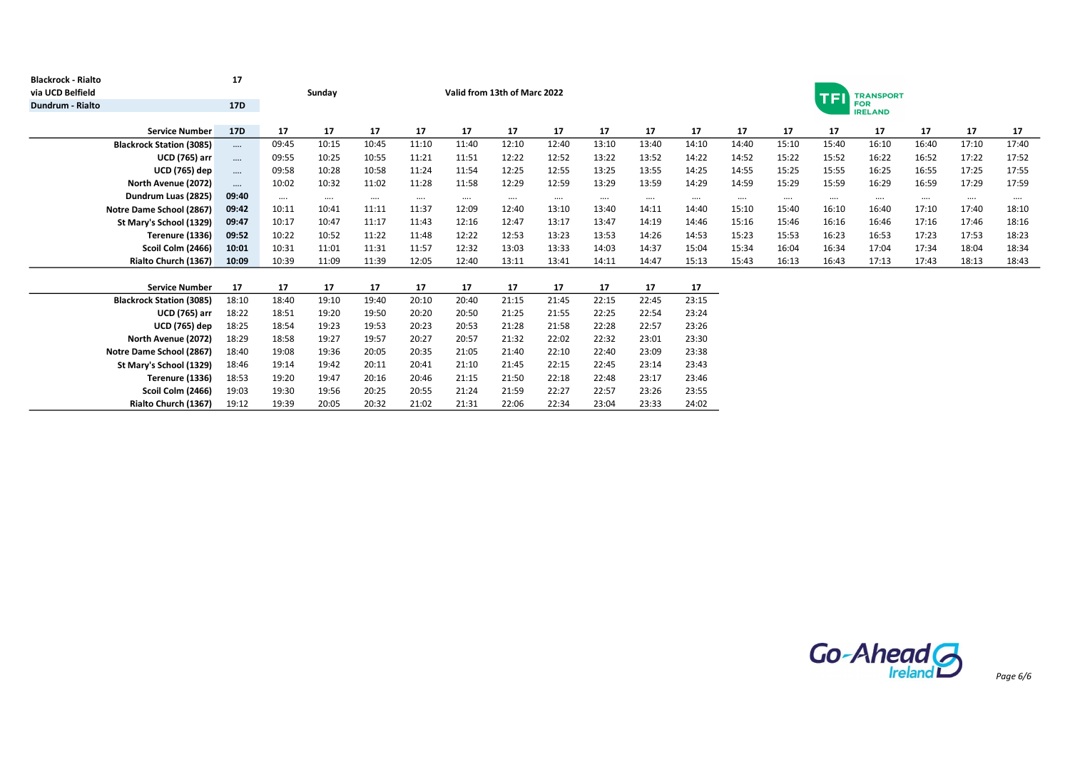**Blackrock - Rialto** 17
**via UCD Belfield**
**Dundrum - Rialto** 17D

**Sunday**

**Valid from 13th of Marc 2022**

| Service Number | 17D | 17 | 17 | 17 | 17 | 17 | 17 | 17 | 17 | 17 | 17 | 17 | 17 | 17 | 17 | 17 | 17 | 17 |
|---|---|---|---|---|---|---|---|---|---|---|---|---|---|---|---|---|---|---|
| Blackrock Station (3085) | .... | 09:45 | 10:15 | 10:45 | 11:10 | 11:40 | 12:10 | 12:40 | 13:10 | 13:40 | 14:10 | 14:40 | 15:10 | 15:40 | 16:10 | 16:40 | 17:10 | 17:40 |
| UCD (765) arr | .... | 09:55 | 10:25 | 10:55 | 11:21 | 11:51 | 12:22 | 12:52 | 13:22 | 13:52 | 14:22 | 14:52 | 15:22 | 15:52 | 16:22 | 16:52 | 17:22 | 17:52 |
| UCD (765) dep | .... | 09:58 | 10:28 | 10:58 | 11:24 | 11:54 | 12:25 | 12:55 | 13:25 | 13:55 | 14:25 | 14:55 | 15:25 | 15:55 | 16:25 | 16:55 | 17:25 | 17:55 |
| North Avenue (2072) | .... | 10:02 | 10:32 | 11:02 | 11:28 | 11:58 | 12:29 | 12:59 | 13:29 | 13:59 | 14:29 | 14:59 | 15:29 | 15:59 | 16:29 | 16:59 | 17:29 | 17:59 |
| Dundrum Luas (2825) | 09:40 | .... | .... | .... | .... | .... | .... | .... | .... | .... | .... | .... | .... | .... | .... | .... | .... | .... |
| Notre Dame School (2867) | 09:42 | 10:11 | 10:41 | 11:11 | 11:37 | 12:09 | 12:40 | 13:10 | 13:40 | 14:11 | 14:40 | 15:10 | 15:40 | 16:10 | 16:40 | 17:10 | 17:40 | 18:10 |
| St Mary's School (1329) | 09:47 | 10:17 | 10:47 | 11:17 | 11:43 | 12:16 | 12:47 | 13:17 | 13:47 | 14:19 | 14:46 | 15:16 | 15:46 | 16:16 | 16:46 | 17:16 | 17:46 | 18:16 |
| Terenure (1336) | 09:52 | 10:22 | 10:52 | 11:22 | 11:48 | 12:22 | 12:53 | 13:23 | 13:53 | 14:26 | 14:53 | 15:23 | 15:53 | 16:23 | 16:53 | 17:23 | 17:53 | 18:23 |
| Scoil Colm (2466) | 10:01 | 10:31 | 11:01 | 11:31 | 11:57 | 12:32 | 13:03 | 13:33 | 14:03 | 14:37 | 15:04 | 15:34 | 16:04 | 16:34 | 17:04 | 17:34 | 18:04 | 18:34 |
| Rialto Church (1367) | 10:09 | 10:39 | 11:09 | 11:39 | 12:05 | 12:40 | 13:11 | 13:41 | 14:11 | 14:47 | 15:13 | 15:43 | 16:13 | 16:43 | 17:13 | 17:43 | 18:13 | 18:43 |

| Service Number | 17 | 17 | 17 | 17 | 17 | 17 | 17 | 17 | 17 | 17 | 17 |
|---|---|---|---|---|---|---|---|---|---|---|---|
| Blackrock Station (3085) | 18:10 | 18:40 | 19:10 | 19:40 | 20:10 | 20:40 | 21:15 | 21:45 | 22:15 | 22:45 | 23:15 |
| UCD (765) arr | 18:22 | 18:51 | 19:20 | 19:50 | 20:20 | 20:50 | 21:25 | 21:55 | 22:25 | 22:54 | 23:24 |
| UCD (765) dep | 18:25 | 18:54 | 19:23 | 19:53 | 20:23 | 20:53 | 21:28 | 21:58 | 22:28 | 22:57 | 23:26 |
| North Avenue (2072) | 18:29 | 18:58 | 19:27 | 19:57 | 20:27 | 20:57 | 21:32 | 22:02 | 22:32 | 23:01 | 23:30 |
| Notre Dame School (2867) | 18:40 | 19:08 | 19:36 | 20:05 | 20:35 | 21:05 | 21:40 | 22:10 | 22:40 | 23:09 | 23:38 |
| St Mary's School (1329) | 18:46 | 19:14 | 19:42 | 20:11 | 20:41 | 21:10 | 21:45 | 22:15 | 22:45 | 23:14 | 23:43 |
| Terenure (1336) | 18:53 | 19:20 | 19:47 | 20:16 | 20:46 | 21:15 | 21:50 | 22:18 | 22:48 | 23:17 | 23:46 |
| Scoil Colm (2466) | 19:03 | 19:30 | 19:56 | 20:25 | 20:55 | 21:24 | 21:59 | 22:27 | 22:57 | 23:26 | 23:55 |
| Rialto Church (1367) | 19:12 | 19:39 | 20:05 | 20:32 | 21:02 | 21:31 | 22:06 | 22:34 | 23:04 | 23:33 | 24:02 |